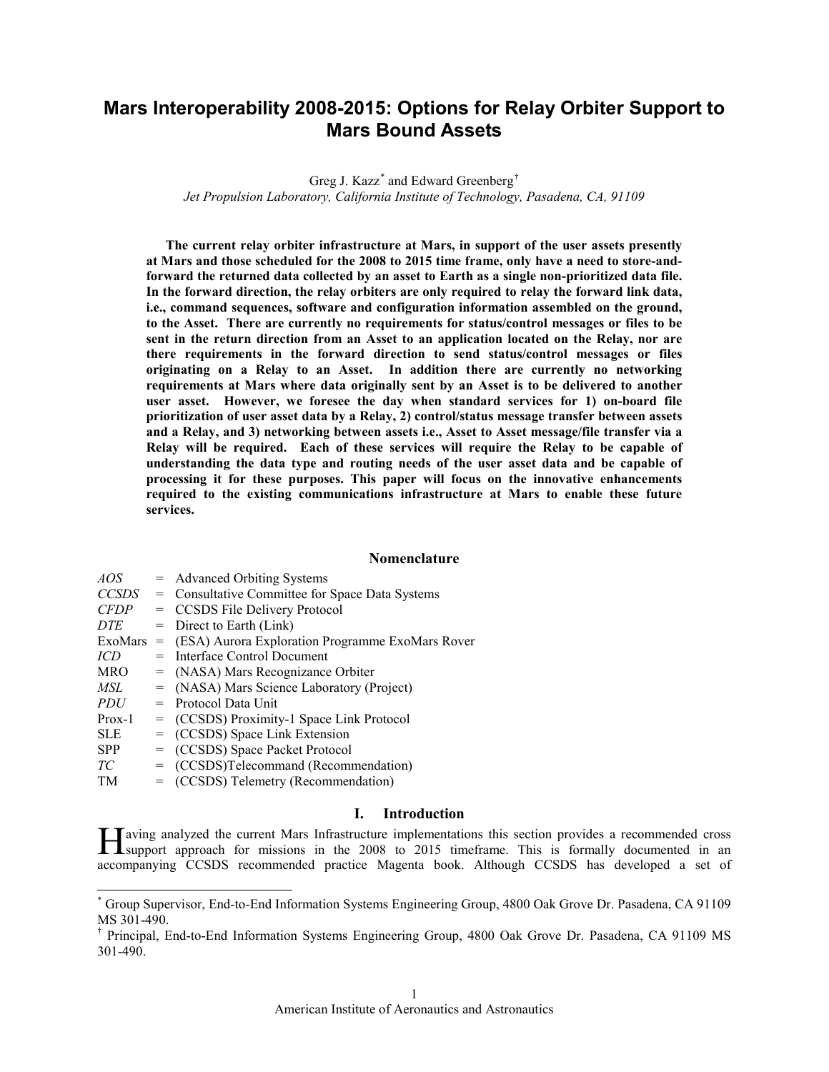# Mars Interoperability 2008-2015: Options for Relay Orbiter Support to Mars Bound Assets

Greg J. Kazz[*] and Edward Greenberg[†]

*Jet Propulsion Laboratory, California Institute of Technology, Pasadena, CA, 91109*

**The current relay orbiter infrastructure at Mars, in support of the user assets presently at Mars and those scheduled for the 2008 to 2015 time frame, only have a need to store-and-forward the returned data collected by an asset to Earth as a single non-prioritized data file. In the forward direction, the relay orbiters are only required to relay the forward link data, i.e., command sequences, software and configuration information assembled on the ground, to the Asset. There are currently no requirements for status/control messages or files to be sent in the return direction from an Asset to an application located on the Relay, nor are there requirements in the forward direction to send status/control messages or files originating on a Relay to an Asset. In addition there are currently no networking requirements at Mars where data originally sent by an Asset is to be delivered to another user asset. However, we foresee the day when standard services for 1) on-board file prioritization of user asset data by a Relay, 2) control/status message transfer between assets and a Relay, and 3) networking between assets i.e., Asset to Asset message/file transfer via a Relay will be required. Each of these services will require the Relay to be capable of understanding the data type and routing needs of the user asset data and be capable of processing it for these purposes. This paper will focus on the innovative enhancements required to the existing communications infrastructure at Mars to enable these future services.**

## Nomenclature

| | | |
|---|---|---|
| *AOS* | = | Advanced Orbiting Systems |
| *CCSDS* | = | Consultative Committee for Space Data Systems |
| *CFDP* | = | CCSDS File Delivery Protocol |
| *DTE* | = | Direct to Earth (Link) |
| ExoMars | = | (ESA) Aurora Exploration Programme ExoMars Rover |
| *ICD* | = | Interface Control Document |
| MRO | = | (NASA) Mars Recognizance Orbiter |
| *MSL* | = | (NASA) Mars Science Laboratory (Project) |
| *PDU* | = | Protocol Data Unit |
| Prox-1 | = | (CCSDS) Proximity-1 Space Link Protocol |
| SLE | = | (CCSDS) Space Link Extension |
| SPP | = | (CCSDS) Space Packet Protocol |
| *TC* | = | (CCSDS)Telecommand (Recommendation) |
| TM | = | (CCSDS) Telemetry (Recommendation) |

## I. Introduction

Having analyzed the current Mars Infrastructure implementations this section provides a recommended cross support approach for missions in the 2008 to 2015 timeframe. This is formally documented in an accompanying CCSDS recommended practice Magenta book. Although CCSDS has developed a set of

---

[*] Group Supervisor, End-to-End Information Systems Engineering Group, 4800 Oak Grove Dr. Pasadena, CA 91109 MS 301-490.

[†] Principal, End-to-End Information Systems Engineering Group, 4800 Oak Grove Dr. Pasadena, CA 91109 MS 301-490.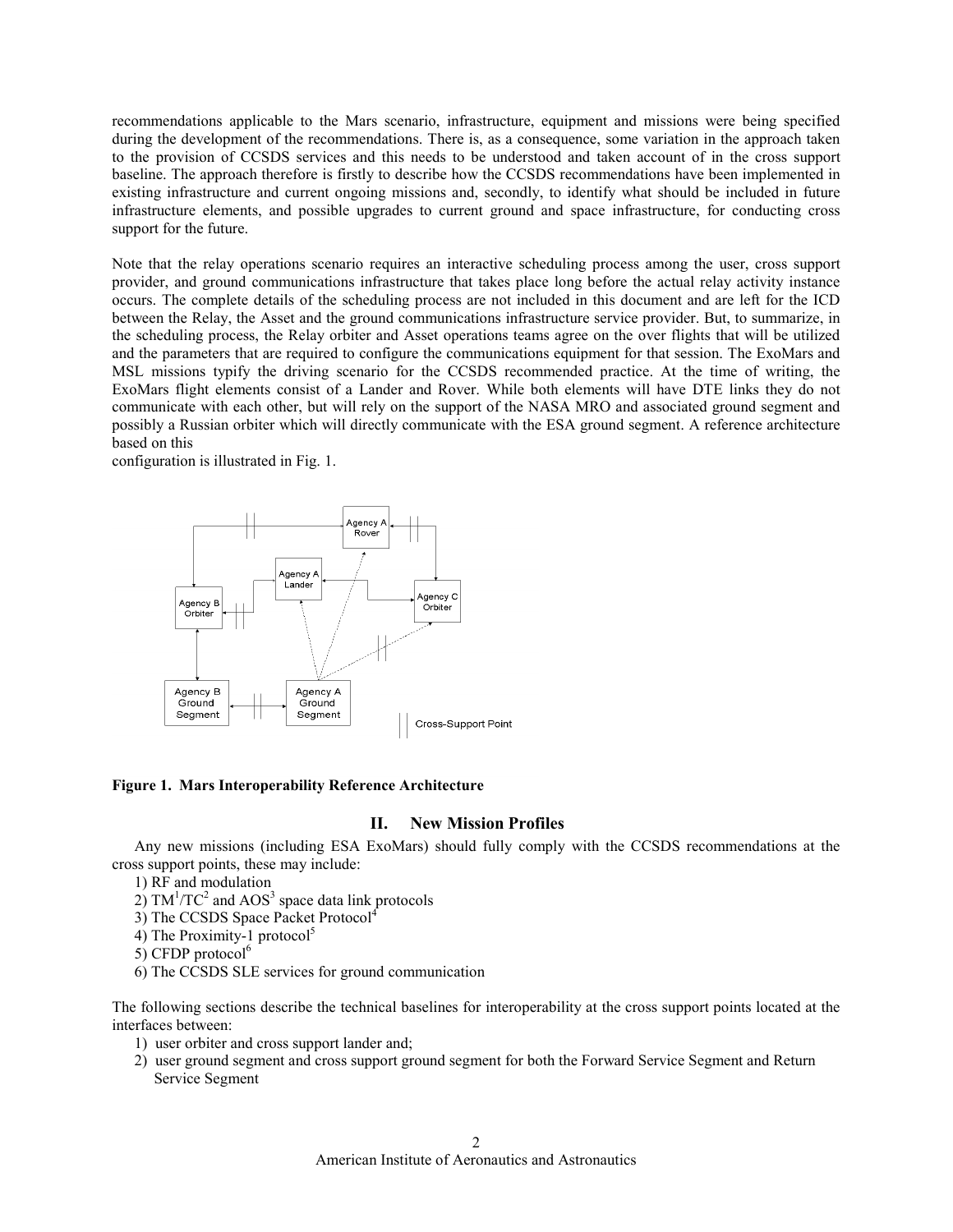recommendations applicable to the Mars scenario, infrastructure, equipment and missions were being specified during the development of the recommendations. There is, as a consequence, some variation in the approach taken to the provision of CCSDS services and this needs to be understood and taken account of in the cross support baseline. The approach therefore is firstly to describe how the CCSDS recommendations have been implemented in existing infrastructure and current ongoing missions and, secondly, to identify what should be included in future infrastructure elements, and possible upgrades to current ground and space infrastructure, for conducting cross support for the future.

Note that the relay operations scenario requires an interactive scheduling process among the user, cross support provider, and ground communications infrastructure that takes place long before the actual relay activity instance occurs. The complete details of the scheduling process are not included in this document and are left for the ICD between the Relay, the Asset and the ground communications infrastructure service provider. But, to summarize, in the scheduling process, the Relay orbiter and Asset operations teams agree on the over flights that will be utilized and the parameters that are required to configure the communications equipment for that session. The ExoMars and MSL missions typify the driving scenario for the CCSDS recommended practice. At the time of writing, the ExoMars flight elements consist of a Lander and Rover. While both elements will have DTE links they do not communicate with each other, but will rely on the support of the NASA MRO and associated ground segment and possibly a Russian orbiter which will directly communicate with the ESA ground segment. A reference architecture based on this
configuration is illustrated in Fig. 1.

**Figure 1. Mars Interoperability Reference Architecture**

## II. New Mission Profiles

Any new missions (including ESA ExoMars) should fully comply with the CCSDS recommendations at the cross support points, these may include:

1) RF and modulation
2) TM[1]/TC[2] and AOS[3] space data link protocols
3) The CCSDS Space Packet Protocol[4]
4) The Proximity-1 protocol[5]
5) CFDP protocol[6]
6) The CCSDS SLE services for ground communication

The following sections describe the technical baselines for interoperability at the cross support points located at the interfaces between:

1) user orbiter and cross support lander and;
2) user ground segment and cross support ground segment for both the Forward Service Segment and Return Service Segment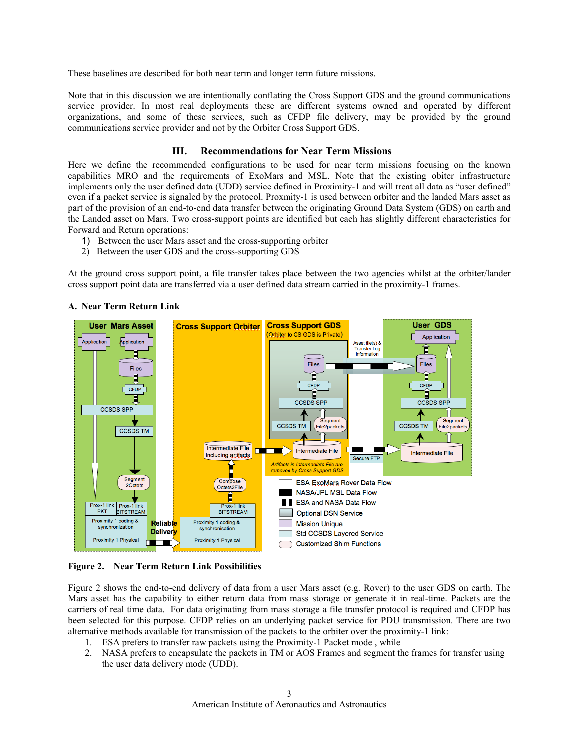These baselines are described for both near term and longer term future missions.

Note that in this discussion we are intentionally conflating the Cross Support GDS and the ground communications service provider. In most real deployments these are different systems owned and operated by different organizations, and some of these services, such as CFDP file delivery, may be provided by the ground communications service provider and not by the Orbiter Cross Support GDS.

## III. Recommendations for Near Term Missions

Here we define the recommended configurations to be used for near term missions focusing on the known capabilities MRO and the requirements of ExoMars and MSL. Note that the existing obiter infrastructure implements only the user defined data (UDD) service defined in Proximity-1 and will treat all data as "user defined" even if a packet service is signaled by the protocol. Proxmity-1 is used between orbiter and the landed Mars asset as part of the provision of an end-to-end data transfer between the originating Ground Data System (GDS) on earth and the Landed asset on Mars. Two cross-support points are identified but each has slightly different characteristics for Forward and Return operations:

1) Between the user Mars asset and the cross-supporting orbiter
2) Between the user GDS and the cross-supporting GDS

At the ground cross support point, a file transfer takes place between the two agencies whilst at the orbiter/lander cross support point data are transferred via a user defined data stream carried in the proximity-1 frames.

### A. Near Term Return Link

**Figure 2. Near Term Return Link Possibilities**

Figure 2 shows the end-to-end delivery of data from a user Mars asset (e.g. Rover) to the user GDS on earth. The Mars asset has the capability to either return data from mass storage or generate it in real-time. Packets are the carriers of real time data. For data originating from mass storage a file transfer protocol is required and CFDP has been selected for this purpose. CFDP relies on an underlying packet service for PDU transmission. There are two alternative methods available for transferring of the packets to the orbiter over the proximity-1 link:

1. ESA prefers to transfer raw packets using the Proximity-1 Packet mode , while
2. NASA prefers to encapsulate the packets in TM or AOS Frames and segment the frames for transfer using the user data delivery mode (UDD).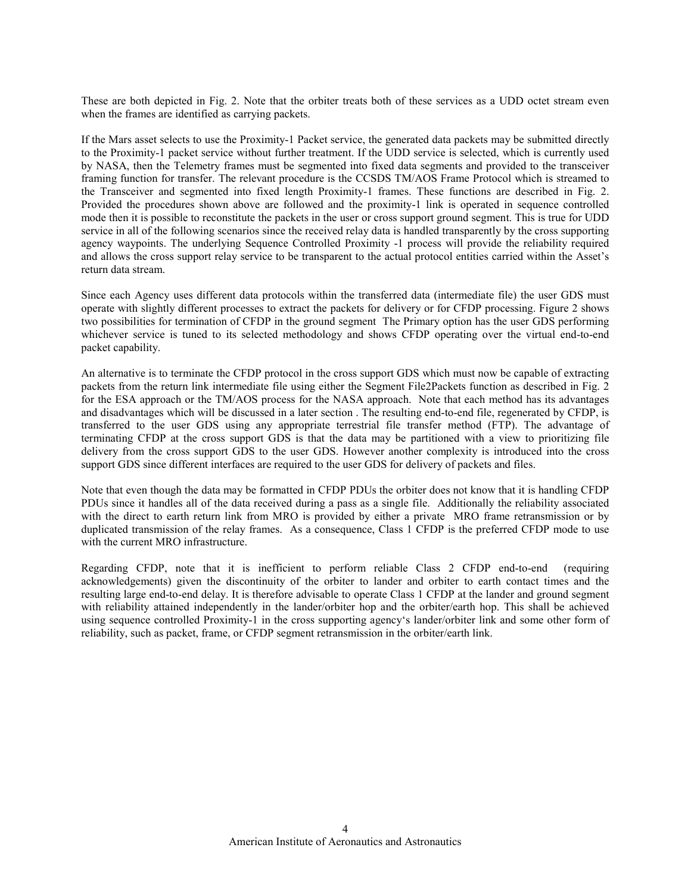These are both depicted in Fig. 2. Note that the orbiter treats both of these services as a UDD octet stream even when the frames are identified as carrying packets.

If the Mars asset selects to use the Proximity-1 Packet service, the generated data packets may be submitted directly to the Proximity-1 packet service without further treatment. If the UDD service is selected, which is currently used by NASA, then the Telemetry frames must be segmented into fixed data segments and provided to the transceiver framing function for transfer. The relevant procedure is the CCSDS TM/AOS Frame Protocol which is streamed to the Transceiver and segmented into fixed length Proximity-1 frames. These functions are described in Fig. 2. Provided the procedures shown above are followed and the proximity-1 link is operated in sequence controlled mode then it is possible to reconstitute the packets in the user or cross support ground segment. This is true for UDD service in all of the following scenarios since the received relay data is handled transparently by the cross supporting agency waypoints. The underlying Sequence Controlled Proximity -1 process will provide the reliability required and allows the cross support relay service to be transparent to the actual protocol entities carried within the Asset's return data stream.

Since each Agency uses different data protocols within the transferred data (intermediate file) the user GDS must operate with slightly different processes to extract the packets for delivery or for CFDP processing. Figure 2 shows two possibilities for termination of CFDP in the ground segment The Primary option has the user GDS performing whichever service is tuned to its selected methodology and shows CFDP operating over the virtual end-to-end packet capability.

An alternative is to terminate the CFDP protocol in the cross support GDS which must now be capable of extracting packets from the return link intermediate file using either the Segment File2Packets function as described in Fig. 2 for the ESA approach or the TM/AOS process for the NASA approach. Note that each method has its advantages and disadvantages which will be discussed in a later section . The resulting end-to-end file, regenerated by CFDP, is transferred to the user GDS using any appropriate terrestrial file transfer method (FTP). The advantage of terminating CFDP at the cross support GDS is that the data may be partitioned with a view to prioritizing file delivery from the cross support GDS to the user GDS. However another complexity is introduced into the cross support GDS since different interfaces are required to the user GDS for delivery of packets and files.

Note that even though the data may be formatted in CFDP PDUs the orbiter does not know that it is handling CFDP PDUs since it handles all of the data received during a pass as a single file. Additionally the reliability associated with the direct to earth return link from MRO is provided by either a private MRO frame retransmission or by duplicated transmission of the relay frames. As a consequence, Class 1 CFDP is the preferred CFDP mode to use with the current MRO infrastructure.

Regarding CFDP, note that it is inefficient to perform reliable Class 2 CFDP end-to-end (requiring acknowledgements) given the discontinuity of the orbiter to lander and orbiter to earth contact times and the resulting large end-to-end delay. It is therefore advisable to operate Class 1 CFDP at the lander and ground segment with reliability attained independently in the lander/orbiter hop and the orbiter/earth hop. This shall be achieved using sequence controlled Proximity-1 in the cross supporting agency's lander/orbiter link and some other form of reliability, such as packet, frame, or CFDP segment retransmission in the orbiter/earth link.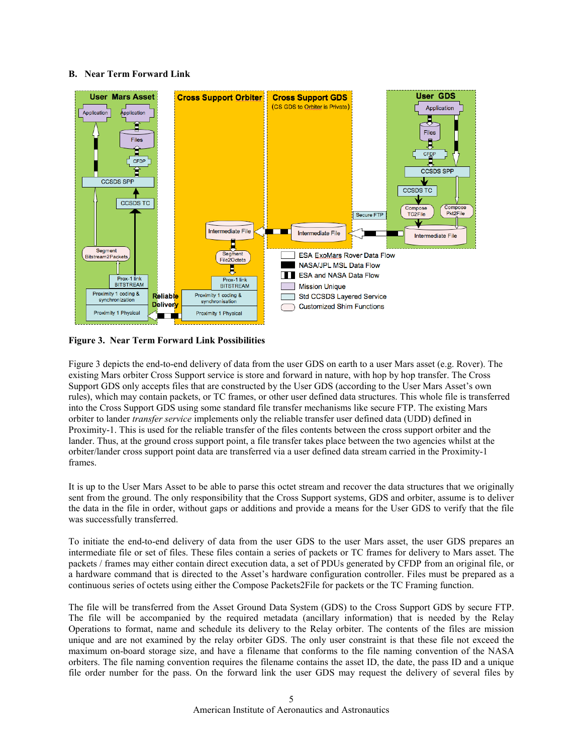## B. Near Term Forward Link

**Figure 3. Near Term Forward Link Possibilities**

Figure 3 depicts the end-to-end delivery of data from the user GDS on earth to a user Mars asset (e.g. Rover). The existing Mars orbiter Cross Support service is store and forward in nature, with hop by hop transfer. The Cross Support GDS only accepts files that are constructed by the User GDS (according to the User Mars Asset's own rules), which may contain packets, or TC frames, or other user defined data structures. This whole file is transferred into the Cross Support GDS using some standard file transfer mechanisms like secure FTP. The existing Mars orbiter to lander *transfer service* implements only the reliable transfer user defined data (UDD) defined in Proximity-1. This is used for the reliable transfer of the files contents between the cross support orbiter and the lander. Thus, at the ground cross support point, a file transfer takes place between the two agencies whilst at the orbiter/lander cross support point data are transferred via a user defined data stream carried in the Proximity-1 frames.

It is up to the User Mars Asset to be able to parse this octet stream and recover the data structures that we originally sent from the ground. The only responsibility that the Cross Support systems, GDS and orbiter, assume is to deliver the data in the file in order, without gaps or additions and provide a means for the User GDS to verify that the file was successfully transferred.

To initiate the end-to-end delivery of data from the user GDS to the user Mars asset, the user GDS prepares an intermediate file or set of files. These files contain a series of packets or TC frames for delivery to Mars asset. The packets / frames may either contain direct execution data, a set of PDUs generated by CFDP from an original file, or a hardware command that is directed to the Asset's hardware configuration controller. Files must be prepared as a continuous series of octets using either the Compose Packets2File for packets or the TC Framing function.

The file will be transferred from the Asset Ground Data System (GDS) to the Cross Support GDS by secure FTP. The file will be accompanied by the required metadata (ancillary information) that is needed by the Relay Operations to format, name and schedule its delivery to the Relay orbiter. The contents of the files are mission unique and are not examined by the relay orbiter GDS. The only user constraint is that these file not exceed the maximum on-board storage size, and have a filename that conforms to the file naming convention of the NASA orbiters. The file naming convention requires the filename contains the asset ID, the date, the pass ID and a unique file order number for the pass. On the forward link the user GDS may request the delivery of several files by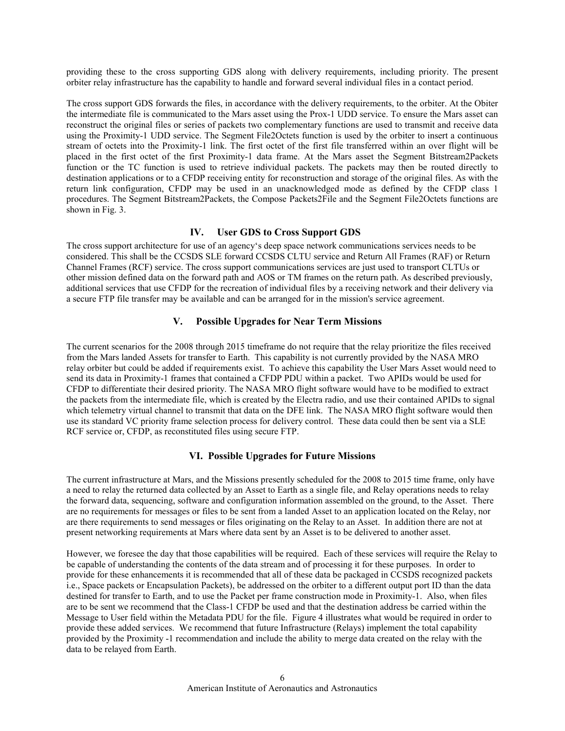providing these to the cross supporting GDS along with delivery requirements, including priority. The present orbiter relay infrastructure has the capability to handle and forward several individual files in a contact period.

The cross support GDS forwards the files, in accordance with the delivery requirements, to the orbiter. At the Obiter the intermediate file is communicated to the Mars asset using the Prox-1 UDD service. To ensure the Mars asset can reconstruct the original files or series of packets two complementary functions are used to transmit and receive data using the Proximity-1 UDD service. The Segment File2Octets function is used by the orbiter to insert a continuous stream of octets into the Proximity-1 link. The first octet of the first file transferred within an over flight will be placed in the first octet of the first Proximity-1 data frame. At the Mars asset the Segment Bitstream2Packets function or the TC function is used to retrieve individual packets. The packets may then be routed directly to destination applications or to a CFDP receiving entity for reconstruction and storage of the original files. As with the return link configuration, CFDP may be used in an unacknowledged mode as defined by the CFDP class 1 procedures. The Segment Bitstream2Packets, the Compose Packets2File and the Segment File2Octets functions are shown in Fig. 3.

## IV. User GDS to Cross Support GDS

The cross support architecture for use of an agency's deep space network communications services needs to be considered. This shall be the CCSDS SLE forward CCSDS CLTU service and Return All Frames (RAF) or Return Channel Frames (RCF) service. The cross support communications services are just used to transport CLTUs or other mission defined data on the forward path and AOS or TM frames on the return path. As described previously, additional services that use CFDP for the recreation of individual files by a receiving network and their delivery via a secure FTP file transfer may be available and can be arranged for in the mission's service agreement.

## V. Possible Upgrades for Near Term Missions

The current scenarios for the 2008 through 2015 timeframe do not require that the relay prioritize the files received from the Mars landed Assets for transfer to Earth. This capability is not currently provided by the NASA MRO relay orbiter but could be added if requirements exist. To achieve this capability the User Mars Asset would need to send its data in Proximity-1 frames that contained a CFDP PDU within a packet. Two APIDs would be used for CFDP to differentiate their desired priority. The NASA MRO flight software would have to be modified to extract the packets from the intermediate file, which is created by the Electra radio, and use their contained APIDs to signal which telemetry virtual channel to transmit that data on the DFE link. The NASA MRO flight software would then use its standard VC priority frame selection process for delivery control. These data could then be sent via a SLE RCF service or, CFDP, as reconstituted files using secure FTP.

## VI. Possible Upgrades for Future Missions

The current infrastructure at Mars, and the Missions presently scheduled for the 2008 to 2015 time frame, only have a need to relay the returned data collected by an Asset to Earth as a single file, and Relay operations needs to relay the forward data, sequencing, software and configuration information assembled on the ground, to the Asset. There are no requirements for messages or files to be sent from a landed Asset to an application located on the Relay, nor are there requirements to send messages or files originating on the Relay to an Asset. In addition there are not at present networking requirements at Mars where data sent by an Asset is to be delivered to another asset.

However, we foresee the day that those capabilities will be required. Each of these services will require the Relay to be capable of understanding the contents of the data stream and of processing it for these purposes. In order to provide for these enhancements it is recommended that all of these data be packaged in CCSDS recognized packets i.e., Space packets or Encapsulation Packets), be addressed on the orbiter to a different output port ID than the data destined for transfer to Earth, and to use the Packet per frame construction mode in Proximity-1. Also, when files are to be sent we recommend that the Class-1 CFDP be used and that the destination address be carried within the Message to User field within the Metadata PDU for the file. Figure 4 illustrates what would be required in order to provide these added services. We recommend that future Infrastructure (Relays) implement the total capability provided by the Proximity -1 recommendation and include the ability to merge data created on the relay with the data to be relayed from Earth.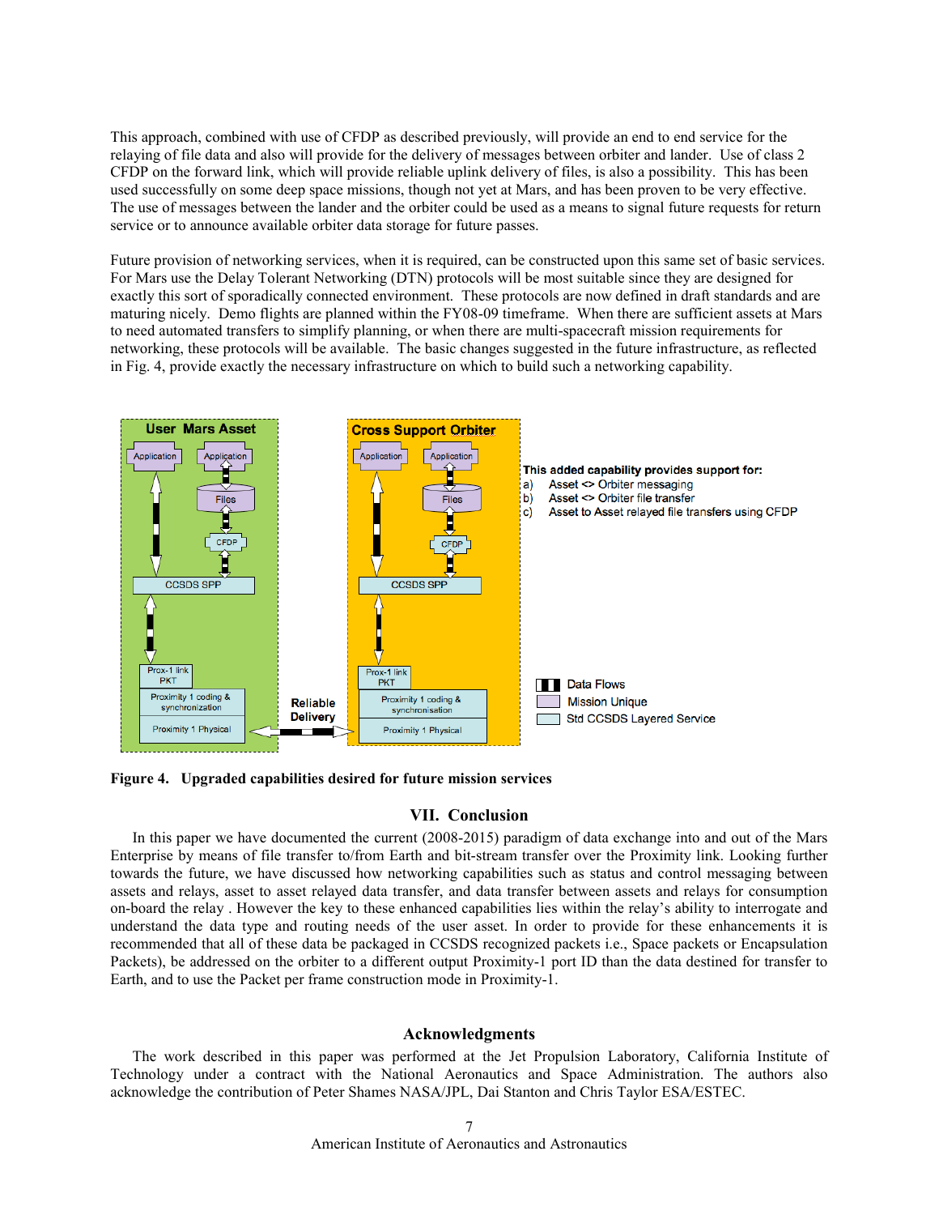This approach, combined with use of CFDP as described previously, will provide an end to end service for the relaying of file data and also will provide for the delivery of messages between orbiter and lander. Use of class 2 CFDP on the forward link, which will provide reliable uplink delivery of files, is also a possibility. This has been used successfully on some deep space missions, though not yet at Mars, and has been proven to be very effective. The use of messages between the lander and the orbiter could be used as a means to signal future requests for return service or to announce available orbiter data storage for future passes.

Future provision of networking services, when it is required, can be constructed upon this same set of basic services. For Mars use the Delay Tolerant Networking (DTN) protocols will be most suitable since they are designed for exactly this sort of sporadically connected environment. These protocols are now defined in draft standards and are maturing nicely. Demo flights are planned within the FY08-09 timeframe. When there are sufficient assets at Mars to need automated transfers to simplify planning, or when there are multi-spacecraft mission requirements for networking, these protocols will be available. The basic changes suggested in the future infrastructure, as reflected in Fig. 4, provide exactly the necessary infrastructure on which to build such a networking capability.

User Mars Asset: Application, Application, Files, CFDP, CCSDS SPP, Prox-1 link PKT, Proximity 1 coding & synchronization, Proximity 1 Physical

Reliable Delivery

Cross Support Orbiter: Application, Application, Files, CFDP, CCSDS SPP, Prox-1 link PKT, Proximity 1 coding & synchronisation, Proximity 1 Physical

**This added capability provides support for:**
a) Asset <> Orbiter messaging
b) Asset <> Orbiter file transfer
c) Asset to Asset relayed file transfers using CFDP

Data Flows
Mission Unique
Std CCSDS Layered Service

**Figure 4. Upgraded capabilities desired for future mission services**

## VII. Conclusion

In this paper we have documented the current (2008-2015) paradigm of data exchange into and out of the Mars Enterprise by means of file transfer to/from Earth and bit-stream transfer over the Proximity link. Looking further towards the future, we have discussed how networking capabilities such as status and control messaging between assets and relays, asset to asset relayed data transfer, and data transfer between assets and relays for consumption on-board the relay . However the key to these enhanced capabilities lies within the relay's ability to interrogate and understand the data type and routing needs of the user asset. In order to provide for these enhancements it is recommended that all of these data be packaged in CCSDS recognized packets i.e., Space packets or Encapsulation Packets), be addressed on the orbiter to a different output Proximity-1 port ID than the data destined for transfer to Earth, and to use the Packet per frame construction mode in Proximity-1.

## Acknowledgments

The work described in this paper was performed at the Jet Propulsion Laboratory, California Institute of Technology under a contract with the National Aeronautics and Space Administration. The authors also acknowledge the contribution of Peter Shames NASA/JPL, Dai Stanton and Chris Taylor ESA/ESTEC.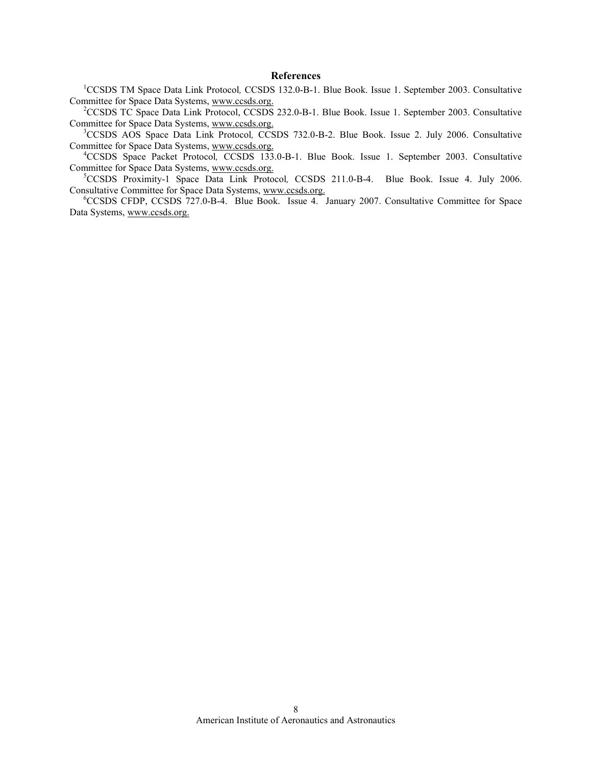## References

[1]CCSDS TM Space Data Link Protocol, CCSDS 132.0-B-1. Blue Book. Issue 1. September 2003. Consultative Committee for Space Data Systems, www.ccsds.org.

[2]CCSDS TC Space Data Link Protocol, CCSDS 232.0-B-1. Blue Book. Issue 1. September 2003. Consultative Committee for Space Data Systems, www.ccsds.org.

[3]CCSDS AOS Space Data Link Protocol, CCSDS 732.0-B-2. Blue Book. Issue 2. July 2006. Consultative Committee for Space Data Systems, www.ccsds.org.

[4]CCSDS Space Packet Protocol, CCSDS 133.0-B-1. Blue Book. Issue 1. September 2003. Consultative Committee for Space Data Systems, www.ccsds.org.

[5]CCSDS Proximity-1 Space Data Link Protocol, CCSDS 211.0-B-4. Blue Book. Issue 4. July 2006. Consultative Committee for Space Data Systems, www.ccsds.org.

[6]CCSDS CFDP, CCSDS 727.0-B-4. Blue Book. Issue 4. January 2007. Consultative Committee for Space Data Systems, www.ccsds.org.